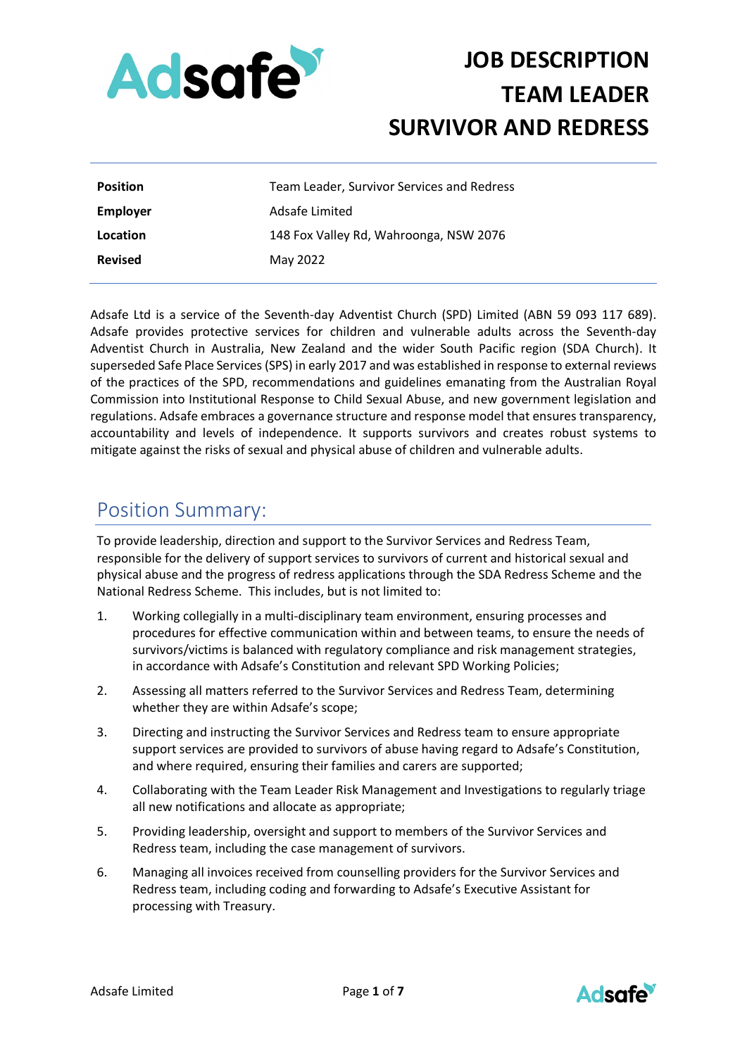# JOB DESCRIPTION TEAM LEADER SURVIVOR AND REDRESS

| | |
|---|---|
| **Position** | Team Leader, Survivor Services and Redress |
| **Employer** | Adsafe Limited |
| **Location** | 148 Fox Valley Rd, Wahroonga, NSW 2076 |
| **Revised** | May 2022 |

Adsafe Ltd is a service of the Seventh-day Adventist Church (SPD) Limited (ABN 59 093 117 689). Adsafe provides protective services for children and vulnerable adults across the Seventh-day Adventist Church in Australia, New Zealand and the wider South Pacific region (SDA Church). It superseded Safe Place Services (SPS) in early 2017 and was established in response to external reviews of the practices of the SPD, recommendations and guidelines emanating from the Australian Royal Commission into Institutional Response to Child Sexual Abuse, and new government legislation and regulations. Adsafe embraces a governance structure and response model that ensures transparency, accountability and levels of independence. It supports survivors and creates robust systems to mitigate against the risks of sexual and physical abuse of children and vulnerable adults.

## Position Summary:

To provide leadership, direction and support to the Survivor Services and Redress Team, responsible for the delivery of support services to survivors of current and historical sexual and physical abuse and the progress of redress applications through the SDA Redress Scheme and the National Redress Scheme. This includes, but is not limited to:

1. Working collegially in a multi-disciplinary team environment, ensuring processes and procedures for effective communication within and between teams, to ensure the needs of survivors/victims is balanced with regulatory compliance and risk management strategies, in accordance with Adsafe's Constitution and relevant SPD Working Policies;
2. Assessing all matters referred to the Survivor Services and Redress Team, determining whether they are within Adsafe's scope;
3. Directing and instructing the Survivor Services and Redress team to ensure appropriate support services are provided to survivors of abuse having regard to Adsafe's Constitution, and where required, ensuring their families and carers are supported;
4. Collaborating with the Team Leader Risk Management and Investigations to regularly triage all new notifications and allocate as appropriate;
5. Providing leadership, oversight and support to members of the Survivor Services and Redress team, including the case management of survivors.
6. Managing all invoices received from counselling providers for the Survivor Services and Redress team, including coding and forwarding to Adsafe's Executive Assistant for processing with Treasury.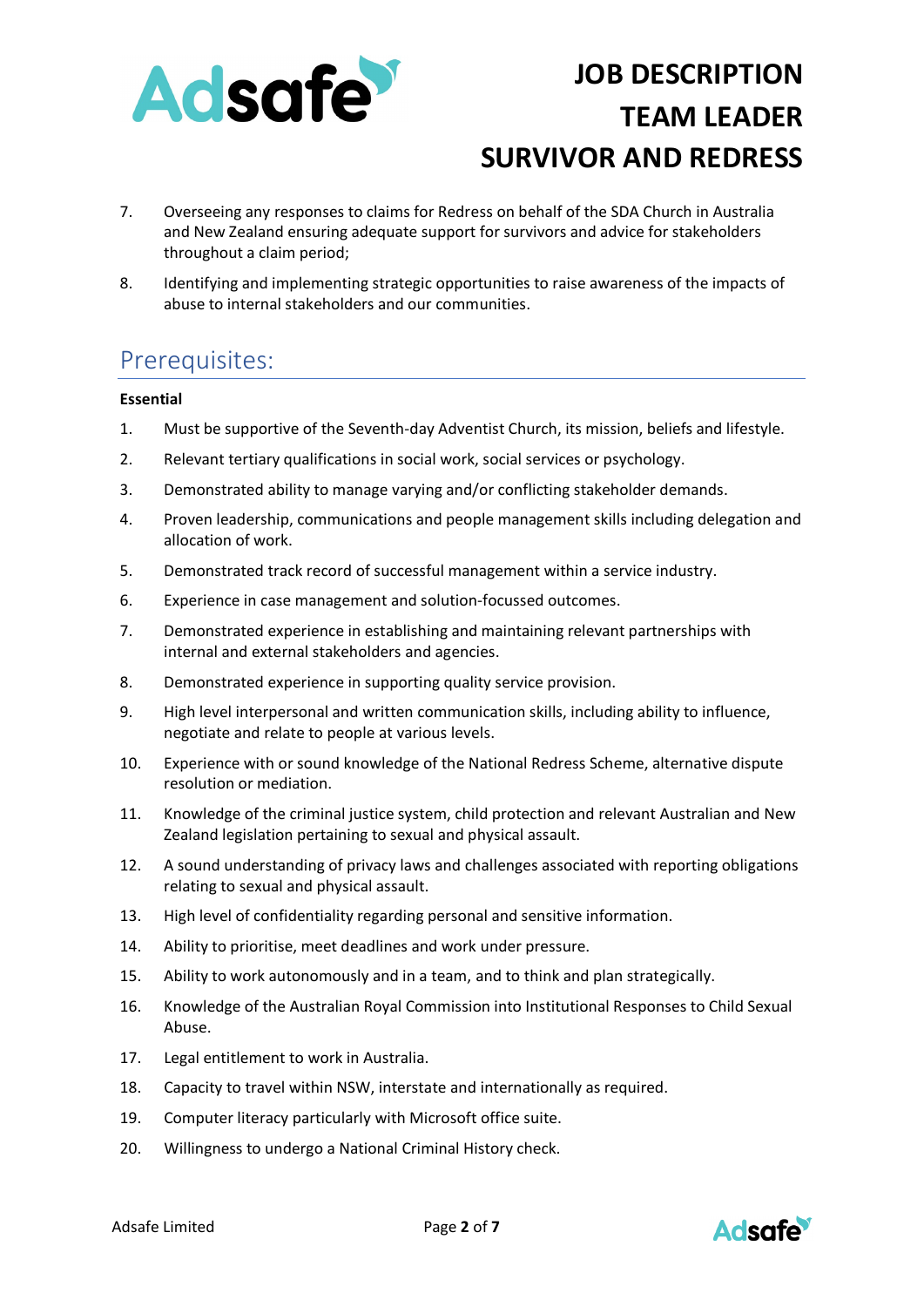7. Overseeing any responses to claims for Redress on behalf of the SDA Church in Australia and New Zealand ensuring adequate support for survivors and advice for stakeholders throughout a claim period;
8. Identifying and implementing strategic opportunities to raise awareness of the impacts of abuse to internal stakeholders and our communities.

## Prerequisites:

**Essential**

1. Must be supportive of the Seventh-day Adventist Church, its mission, beliefs and lifestyle.
2. Relevant tertiary qualifications in social work, social services or psychology.
3. Demonstrated ability to manage varying and/or conflicting stakeholder demands.
4. Proven leadership, communications and people management skills including delegation and allocation of work.
5. Demonstrated track record of successful management within a service industry.
6. Experience in case management and solution-focussed outcomes.
7. Demonstrated experience in establishing and maintaining relevant partnerships with internal and external stakeholders and agencies.
8. Demonstrated experience in supporting quality service provision.
9. High level interpersonal and written communication skills, including ability to influence, negotiate and relate to people at various levels.
10. Experience with or sound knowledge of the National Redress Scheme, alternative dispute resolution or mediation.
11. Knowledge of the criminal justice system, child protection and relevant Australian and New Zealand legislation pertaining to sexual and physical assault.
12. A sound understanding of privacy laws and challenges associated with reporting obligations relating to sexual and physical assault.
13. High level of confidentiality regarding personal and sensitive information.
14. Ability to prioritise, meet deadlines and work under pressure.
15. Ability to work autonomously and in a team, and to think and plan strategically.
16. Knowledge of the Australian Royal Commission into Institutional Responses to Child Sexual Abuse.
17. Legal entitlement to work in Australia.
18. Capacity to travel within NSW, interstate and internationally as required.
19. Computer literacy particularly with Microsoft office suite.
20. Willingness to undergo a National Criminal History check.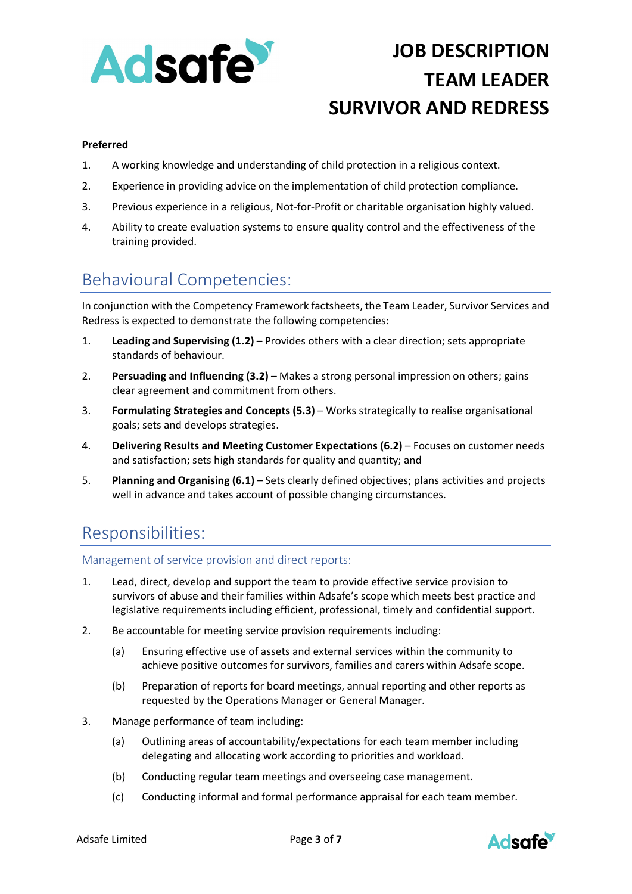**Preferred**

1. A working knowledge and understanding of child protection in a religious context.
2. Experience in providing advice on the implementation of child protection compliance.
3. Previous experience in a religious, Not-for-Profit or charitable organisation highly valued.
4. Ability to create evaluation systems to ensure quality control and the effectiveness of the training provided.

## Behavioural Competencies:

In conjunction with the Competency Framework factsheets, the Team Leader, Survivor Services and Redress is expected to demonstrate the following competencies:

1. **Leading and Supervising (1.2)** – Provides others with a clear direction; sets appropriate standards of behaviour.
2. **Persuading and Influencing (3.2)** – Makes a strong personal impression on others; gains clear agreement and commitment from others.
3. **Formulating Strategies and Concepts (5.3)** – Works strategically to realise organisational goals; sets and develops strategies.
4. **Delivering Results and Meeting Customer Expectations (6.2)** – Focuses on customer needs and satisfaction; sets high standards for quality and quantity; and
5. **Planning and Organising (6.1)** – Sets clearly defined objectives; plans activities and projects well in advance and takes account of possible changing circumstances.

## Responsibilities:

### Management of service provision and direct reports:

1. Lead, direct, develop and support the team to provide effective service provision to survivors of abuse and their families within Adsafe's scope which meets best practice and legislative requirements including efficient, professional, timely and confidential support.
2. Be accountable for meeting service provision requirements including:
   (a) Ensuring effective use of assets and external services within the community to achieve positive outcomes for survivors, families and carers within Adsafe scope.
   (b) Preparation of reports for board meetings, annual reporting and other reports as requested by the Operations Manager or General Manager.
3. Manage performance of team including:
   (a) Outlining areas of accountability/expectations for each team member including delegating and allocating work according to priorities and workload.
   (b) Conducting regular team meetings and overseeing case management.
   (c) Conducting informal and formal performance appraisal for each team member.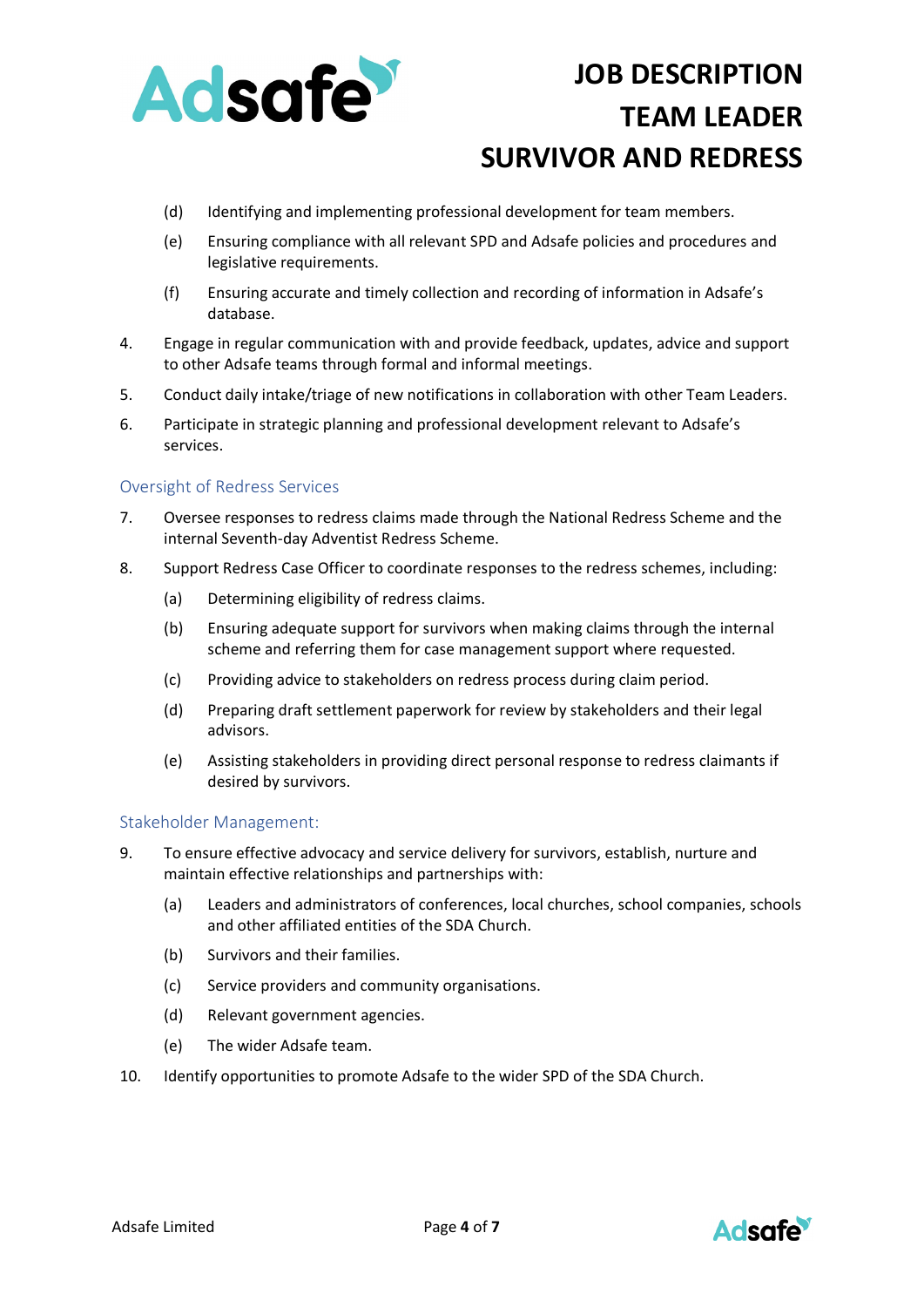(d) Identifying and implementing professional development for team members.

(e) Ensuring compliance with all relevant SPD and Adsafe policies and procedures and legislative requirements.

(f) Ensuring accurate and timely collection and recording of information in Adsafe's database.

4. Engage in regular communication with and provide feedback, updates, advice and support to other Adsafe teams through formal and informal meetings.

5. Conduct daily intake/triage of new notifications in collaboration with other Team Leaders.

6. Participate in strategic planning and professional development relevant to Adsafe's services.

## Oversight of Redress Services

7. Oversee responses to redress claims made through the National Redress Scheme and the internal Seventh-day Adventist Redress Scheme.

8. Support Redress Case Officer to coordinate responses to the redress schemes, including:

   (a) Determining eligibility of redress claims.

   (b) Ensuring adequate support for survivors when making claims through the internal scheme and referring them for case management support where requested.

   (c) Providing advice to stakeholders on redress process during claim period.

   (d) Preparing draft settlement paperwork for review by stakeholders and their legal advisors.

   (e) Assisting stakeholders in providing direct personal response to redress claimants if desired by survivors.

## Stakeholder Management:

9. To ensure effective advocacy and service delivery for survivors, establish, nurture and maintain effective relationships and partnerships with:

   (a) Leaders and administrators of conferences, local churches, school companies, schools and other affiliated entities of the SDA Church.

   (b) Survivors and their families.

   (c) Service providers and community organisations.

   (d) Relevant government agencies.

   (e) The wider Adsafe team.

10. Identify opportunities to promote Adsafe to the wider SPD of the SDA Church.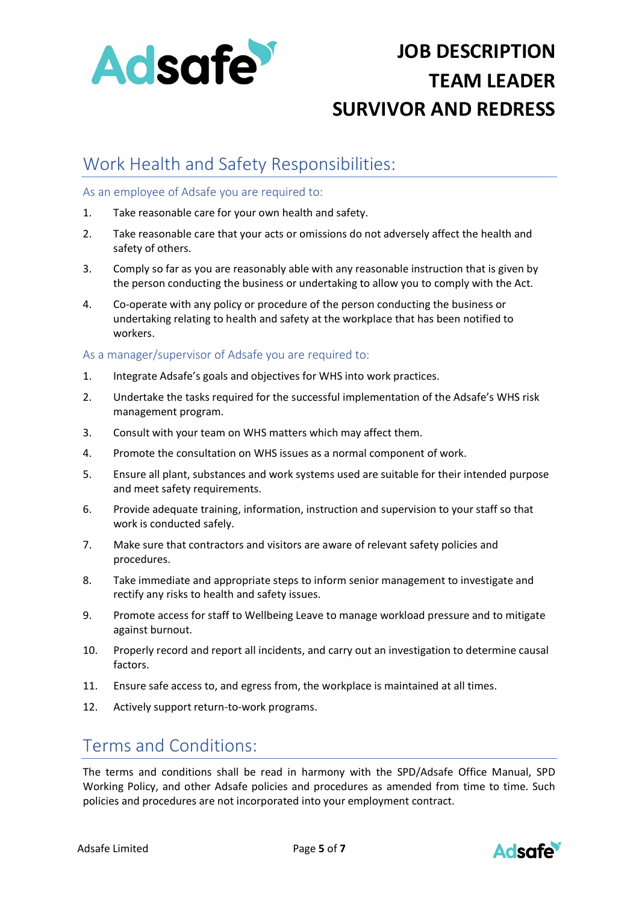## Work Health and Safety Responsibilities:

### As an employee of Adsafe you are required to:

1. Take reasonable care for your own health and safety.
2. Take reasonable care that your acts or omissions do not adversely affect the health and safety of others.
3. Comply so far as you are reasonably able with any reasonable instruction that is given by the person conducting the business or undertaking to allow you to comply with the Act.
4. Co-operate with any policy or procedure of the person conducting the business or undertaking relating to health and safety at the workplace that has been notified to workers.

### As a manager/supervisor of Adsafe you are required to:

1. Integrate Adsafe's goals and objectives for WHS into work practices.
2. Undertake the tasks required for the successful implementation of the Adsafe's WHS risk management program.
3. Consult with your team on WHS matters which may affect them.
4. Promote the consultation on WHS issues as a normal component of work.
5. Ensure all plant, substances and work systems used are suitable for their intended purpose and meet safety requirements.
6. Provide adequate training, information, instruction and supervision to your staff so that work is conducted safely.
7. Make sure that contractors and visitors are aware of relevant safety policies and procedures.
8. Take immediate and appropriate steps to inform senior management to investigate and rectify any risks to health and safety issues.
9. Promote access for staff to Wellbeing Leave to manage workload pressure and to mitigate against burnout.
10. Properly record and report all incidents, and carry out an investigation to determine causal factors.
11. Ensure safe access to, and egress from, the workplace is maintained at all times.
12. Actively support return-to-work programs.

## Terms and Conditions:

The terms and conditions shall be read in harmony with the SPD/Adsafe Office Manual, SPD Working Policy, and other Adsafe policies and procedures as amended from time to time. Such policies and procedures are not incorporated into your employment contract.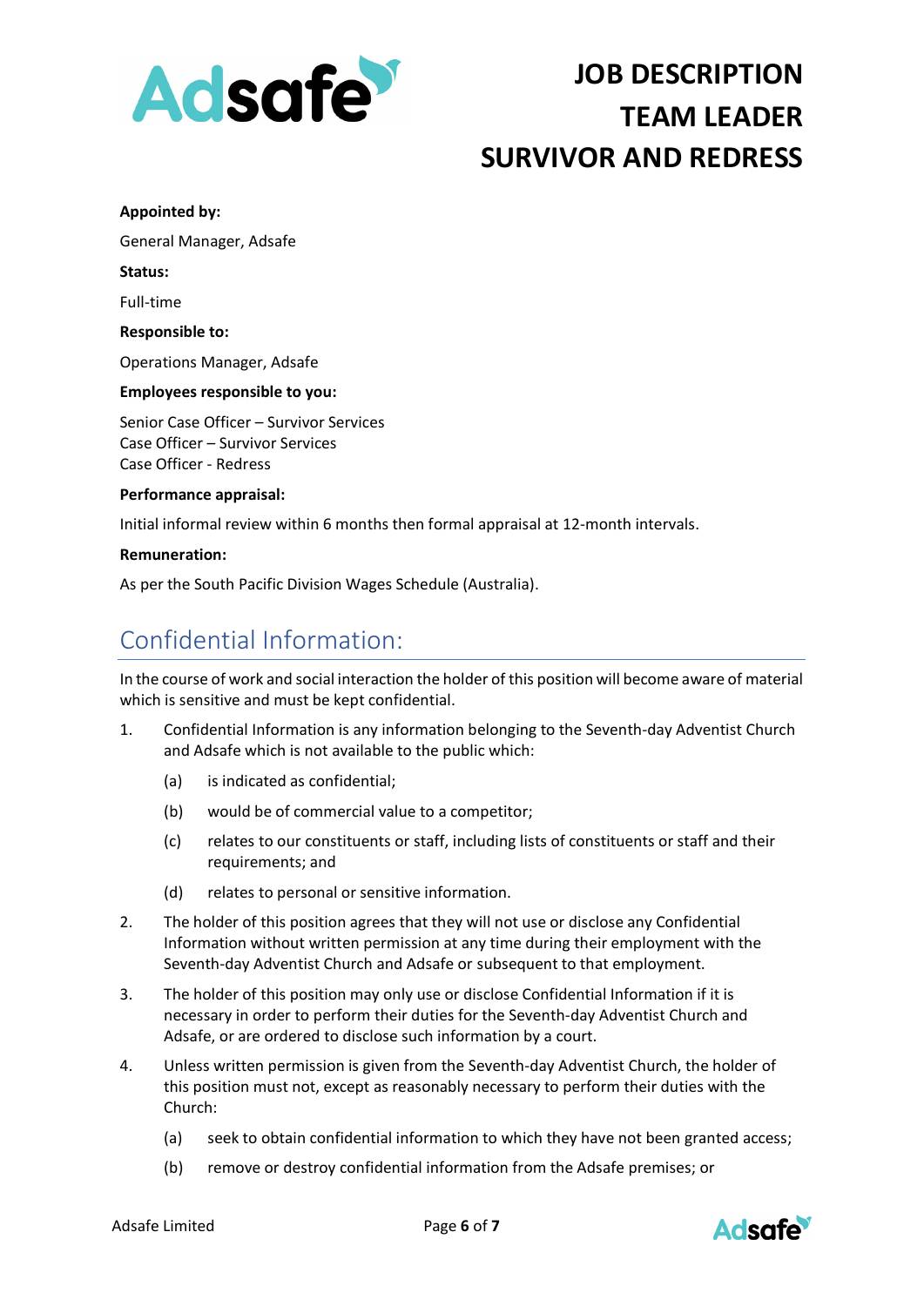# JOB DESCRIPTION TEAM LEADER SURVIVOR AND REDRESS

**Appointed by:**

General Manager, Adsafe

**Status:**

Full-time

**Responsible to:**

Operations Manager, Adsafe

**Employees responsible to you:**

Senior Case Officer – Survivor Services
Case Officer – Survivor Services
Case Officer - Redress

**Performance appraisal:**

Initial informal review within 6 months then formal appraisal at 12-month intervals.

**Remuneration:**

As per the South Pacific Division Wages Schedule (Australia).

## Confidential Information:

In the course of work and social interaction the holder of this position will become aware of material which is sensitive and must be kept confidential.

1. Confidential Information is any information belonging to the Seventh-day Adventist Church and Adsafe which is not available to the public which:
   - (a) is indicated as confidential;
   - (b) would be of commercial value to a competitor;
   - (c) relates to our constituents or staff, including lists of constituents or staff and their requirements; and
   - (d) relates to personal or sensitive information.
2. The holder of this position agrees that they will not use or disclose any Confidential Information without written permission at any time during their employment with the Seventh-day Adventist Church and Adsafe or subsequent to that employment.
3. The holder of this position may only use or disclose Confidential Information if it is necessary in order to perform their duties for the Seventh-day Adventist Church and Adsafe, or are ordered to disclose such information by a court.
4. Unless written permission is given from the Seventh-day Adventist Church, the holder of this position must not, except as reasonably necessary to perform their duties with the Church:
   - (a) seek to obtain confidential information to which they have not been granted access;
   - (b) remove or destroy confidential information from the Adsafe premises; or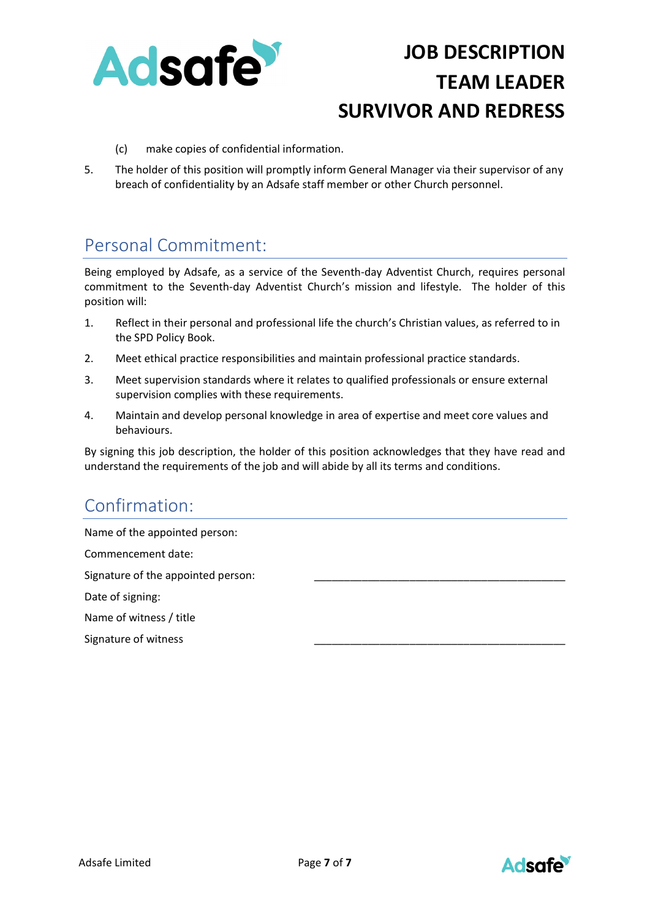(c) make copies of confidential information.

5. The holder of this position will promptly inform General Manager via their supervisor of any breach of confidentiality by an Adsafe staff member or other Church personnel.

## Personal Commitment:

Being employed by Adsafe, as a service of the Seventh-day Adventist Church, requires personal commitment to the Seventh-day Adventist Church's mission and lifestyle. The holder of this position will:

1. Reflect in their personal and professional life the church's Christian values, as referred to in the SPD Policy Book.
2. Meet ethical practice responsibilities and maintain professional practice standards.
3. Meet supervision standards where it relates to qualified professionals or ensure external supervision complies with these requirements.
4. Maintain and develop personal knowledge in area of expertise and meet core values and behaviours.

By signing this job description, the holder of this position acknowledges that they have read and understand the requirements of the job and will abide by all its terms and conditions.

## Confirmation:

Name of the appointed person:

Commencement date:

Signature of the appointed person: ____________________________________________

Date of signing:

Name of witness / title

Signature of witness ____________________________________________